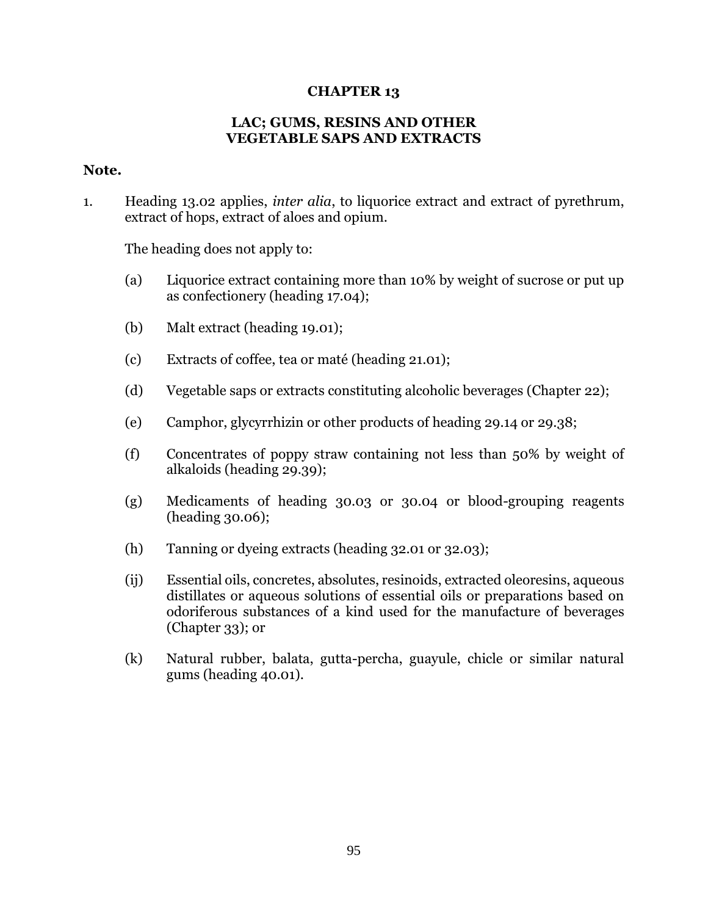# CHAPTER 13

## LAC; GUMS, RESINS AND OTHER VEGETABLE SAPS AND EXTRACTS

**Note.**

1. Heading 13.02 applies, *inter alia*, to liquorice extract and extract of pyrethrum, extract of hops, extract of aloes and opium.

   The heading does not apply to:

   (a) Liquorice extract containing more than 10% by weight of sucrose or put up as confectionery (heading 17.04);

   (b) Malt extract (heading 19.01);

   (c) Extracts of coffee, tea or maté (heading 21.01);

   (d) Vegetable saps or extracts constituting alcoholic beverages (Chapter 22);

   (e) Camphor, glycyrrhizin or other products of heading 29.14 or 29.38;

   (f) Concentrates of poppy straw containing not less than 50% by weight of alkaloids (heading 29.39);

   (g) Medicaments of heading 30.03 or 30.04 or blood-grouping reagents (heading 30.06);

   (h) Tanning or dyeing extracts (heading 32.01 or 32.03);

   (ij) Essential oils, concretes, absolutes, resinoids, extracted oleoresins, aqueous distillates or aqueous solutions of essential oils or preparations based on odoriferous substances of a kind used for the manufacture of beverages (Chapter 33); or

   (k) Natural rubber, balata, gutta-percha, guayule, chicle or similar natural gums (heading 40.01).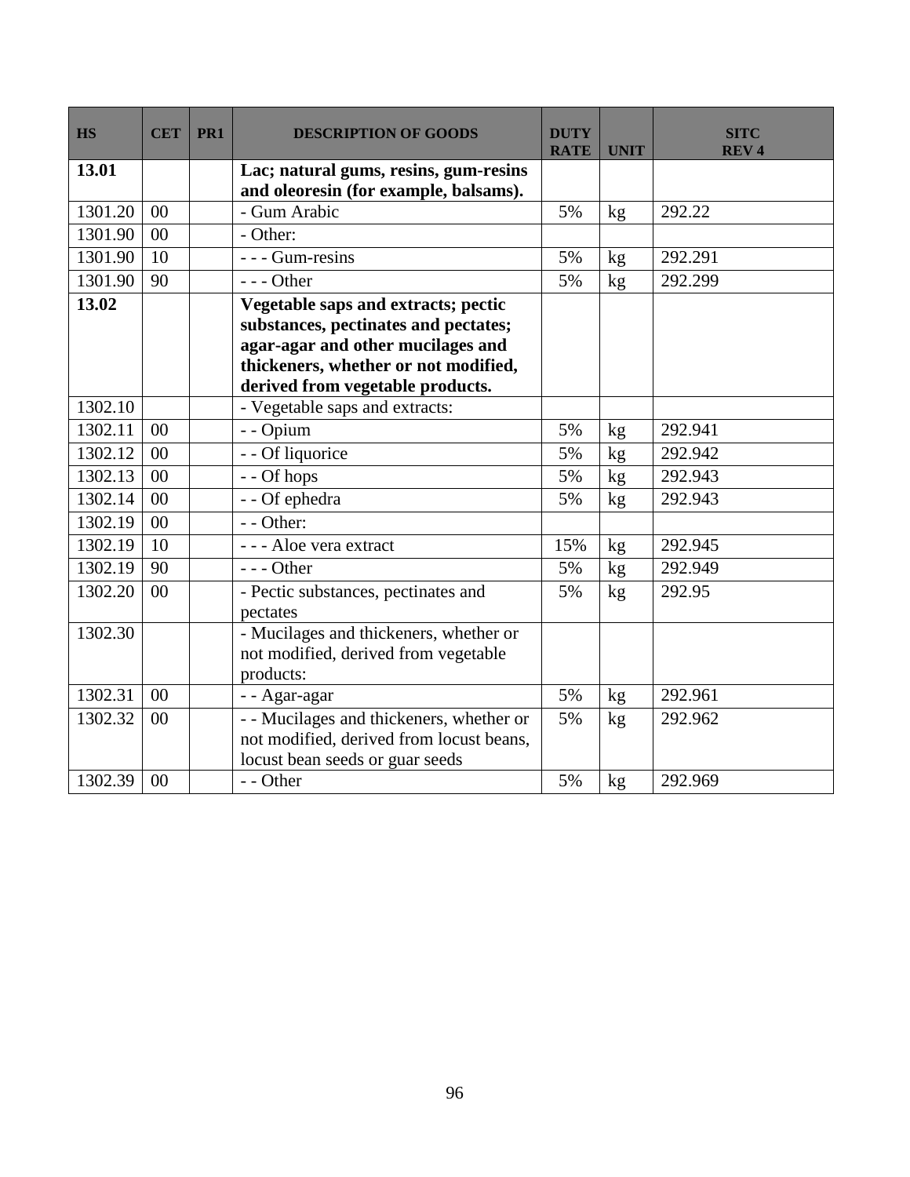| HS | CET | PR1 | DESCRIPTION OF GOODS | DUTY RATE | UNIT | SITC REV 4 |
|---|---|---|---|---|---|---|
| **13.01** | | | **Lac; natural gums, resins, gum-resins and oleoresin (for example, balsams).** | | | |
| 1301.20 | 00 | | - Gum Arabic | 5% | kg | 292.22 |
| 1301.90 | 00 | | - Other: | | | |
| 1301.90 | 10 | | - - - Gum-resins | 5% | kg | 292.291 |
| 1301.90 | 90 | | - - - Other | 5% | kg | 292.299 |
| **13.02** | | | **Vegetable saps and extracts; pectic substances, pectinates and pectates; agar-agar and other mucilages and thickeners, whether or not modified, derived from vegetable products.** | | | |
| 1302.10 | | | - Vegetable saps and extracts: | | | |
| 1302.11 | 00 | | - - Opium | 5% | kg | 292.941 |
| 1302.12 | 00 | | - - Of liquorice | 5% | kg | 292.942 |
| 1302.13 | 00 | | - - Of hops | 5% | kg | 292.943 |
| 1302.14 | 00 | | - - Of ephedra | 5% | kg | 292.943 |
| 1302.19 | 00 | | - - Other: | | | |
| 1302.19 | 10 | | - - - Aloe vera extract | 15% | kg | 292.945 |
| 1302.19 | 90 | | - - - Other | 5% | kg | 292.949 |
| 1302.20 | 00 | | - Pectic substances, pectinates and pectates | 5% | kg | 292.95 |
| 1302.30 | | | - Mucilages and thickeners, whether or not modified, derived from vegetable products: | | | |
| 1302.31 | 00 | | - - Agar-agar | 5% | kg | 292.961 |
| 1302.32 | 00 | | - - Mucilages and thickeners, whether or not modified, derived from locust beans, locust bean seeds or guar seeds | 5% | kg | 292.962 |
| 1302.39 | 00 | | - - Other | 5% | kg | 292.969 |